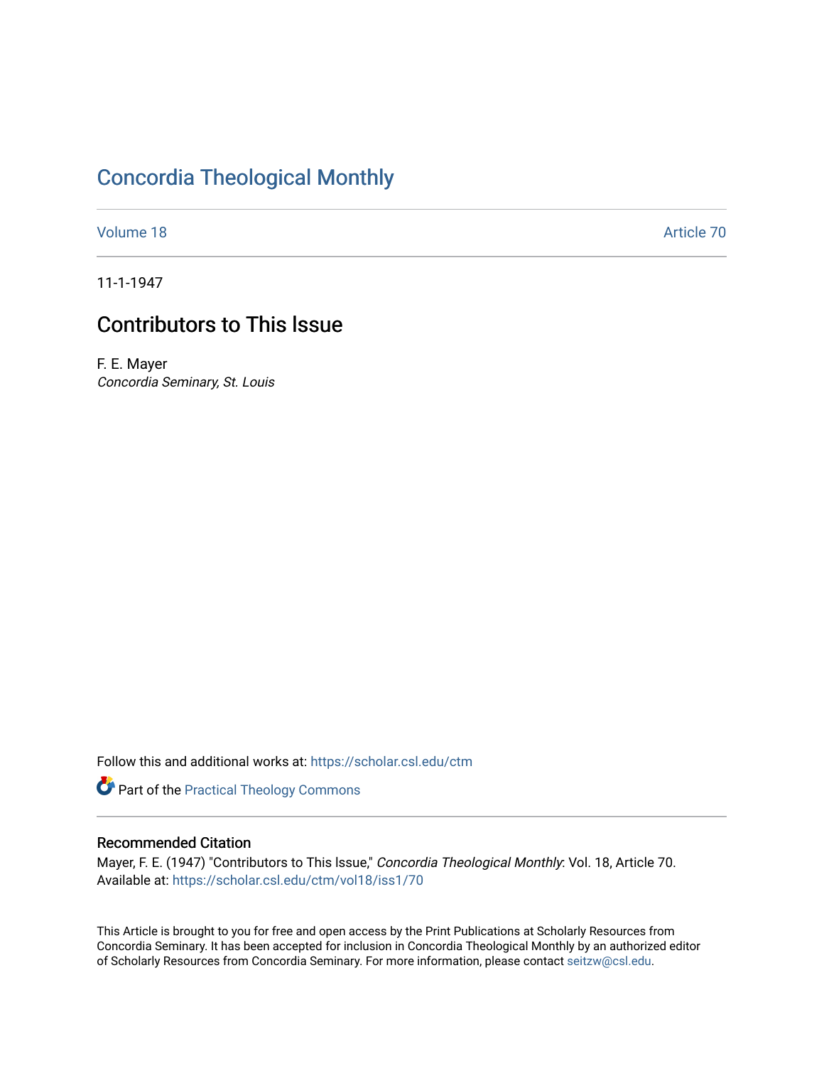# Concordia Theological Monthly

Volume 18 | Article 70

11-1-1947

## Contributors to This Issue

F. E. Mayer
*Concordia Seminary, St. Louis*

Follow this and additional works at: https://scholar.csl.edu/ctm

Part of the Practical Theology Commons

### Recommended Citation

Mayer, F. E. (1947) "Contributors to This Issue," *Concordia Theological Monthly*: Vol. 18, Article 70.
Available at: https://scholar.csl.edu/ctm/vol18/iss1/70

This Article is brought to you for free and open access by the Print Publications at Scholarly Resources from Concordia Seminary. It has been accepted for inclusion in Concordia Theological Monthly by an authorized editor of Scholarly Resources from Concordia Seminary. For more information, please contact seitzw@csl.edu.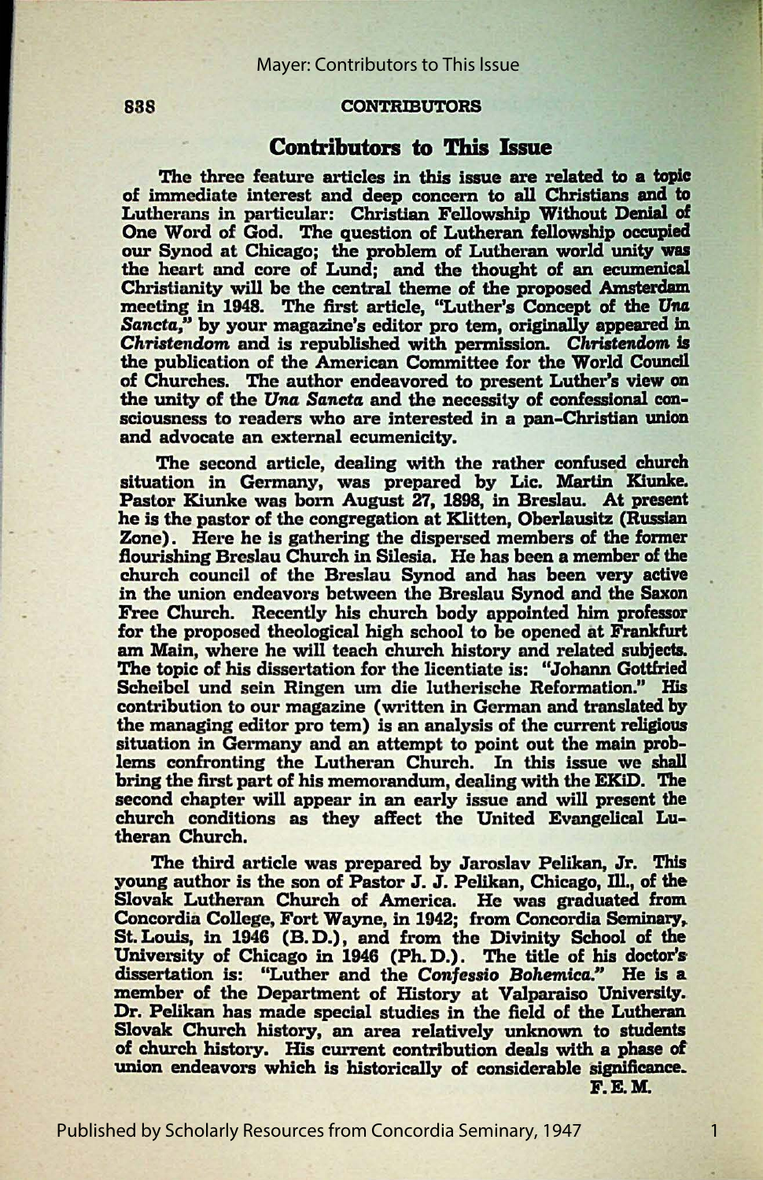## Contributors to This Issue

The three feature articles in this issue are related to a topic of immediate interest and deep concern to all Christians and to Lutherans in particular: Christian Fellowship Without Denial of One Word of God. The question of Lutheran fellowship occupied our Synod at Chicago; the problem of Lutheran world unity was the heart and core of Lund; and the thought of an ecumenical Christianity will be the central theme of the proposed Amsterdam meeting in 1948. The first article, "Luther's Concept of the *Una Sancta*," by your magazine's editor pro tem, originally appeared in *Christendom* and is republished with permission. *Christendom* is the publication of the American Committee for the World Council of Churches. The author endeavored to present Luther's view on the unity of the *Una Sancta* and the necessity of confessional consciousness to readers who are interested in a pan-Christian union and advocate an external ecumenicity.

The second article, dealing with the rather confused church situation in Germany, was prepared by Lic. Martin Kiunke. Pastor Kiunke was born August 27, 1898, in Breslau. At present he is the pastor of the congregation at Klitten, Oberlausitz (Russian Zone). Here he is gathering the dispersed members of the former flourishing Breslau Church in Silesia. He has been a member of the church council of the Breslau Synod and has been very active in the union endeavors between the Breslau Synod and the Saxon Free Church. Recently his church body appointed him professor for the proposed theological high school to be opened at Frankfurt am Main, where he will teach church history and related subjects. The topic of his dissertation for the licentiate is: "Johann Gottfried Scheibel und sein Ringen um die lutherische Reformation." His contribution to our magazine (written in German and translated by the managing editor pro tem) is an analysis of the current religious situation in Germany and an attempt to point out the main problems confronting the Lutheran Church. In this issue we shall bring the first part of his memorandum, dealing with the EKiD. The second chapter will appear in an early issue and will present the church conditions as they affect the United Evangelical Lutheran Church.

The third article was prepared by Jaroslav Pelikan, Jr. This young author is the son of Pastor J. J. Pelikan, Chicago, Ill., of the Slovak Lutheran Church of America. He was graduated from Concordia College, Fort Wayne, in 1942; from Concordia Seminary, St. Louis, in 1946 (B. D.), and from the Divinity School of the University of Chicago in 1946 (Ph. D.). The title of his doctor's dissertation is: "Luther and the *Confessio Bohemica*." He is a member of the Department of History at Valparaiso University. Dr. Pelikan has made special studies in the field of the Lutheran Slovak Church history, an area relatively unknown to students of church history. His current contribution deals with a phase of union endeavors which is historically of considerable significance.

F. E. M.